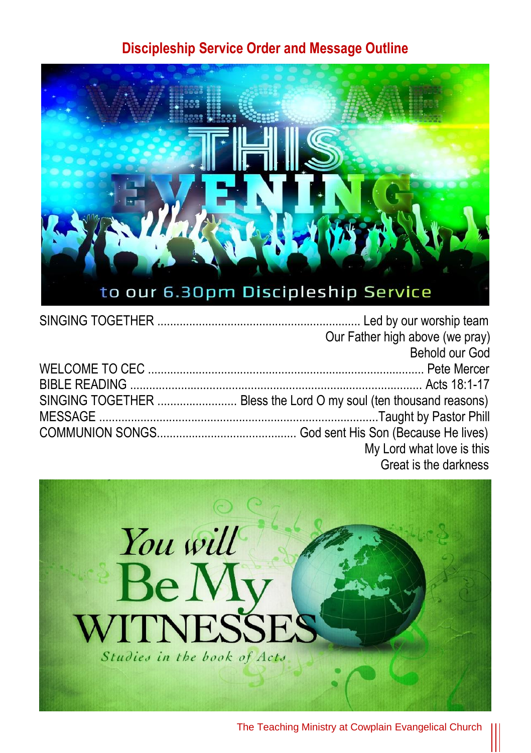## Discipleship Service Order and Message Outline

SINGING TOGETHER ............................................................... Led by our worship team
Our Father high above (we pray)
Behold our God

WELCOME TO CEC ...................................................................................... Pete Mercer

BIBLE READING ........................................................................................... Acts 18:1-17

SINGING TOGETHER ......................... Bless the Lord O my soul (ten thousand reasons)

MESSAGE .......................................................................................Taught by Pastor Phill

COMMUNION SONGS........................................... God sent His Son (Because He lives)
My Lord what love is this
Great is the darkness

The Teaching Ministry at Cowplain Evangelical Church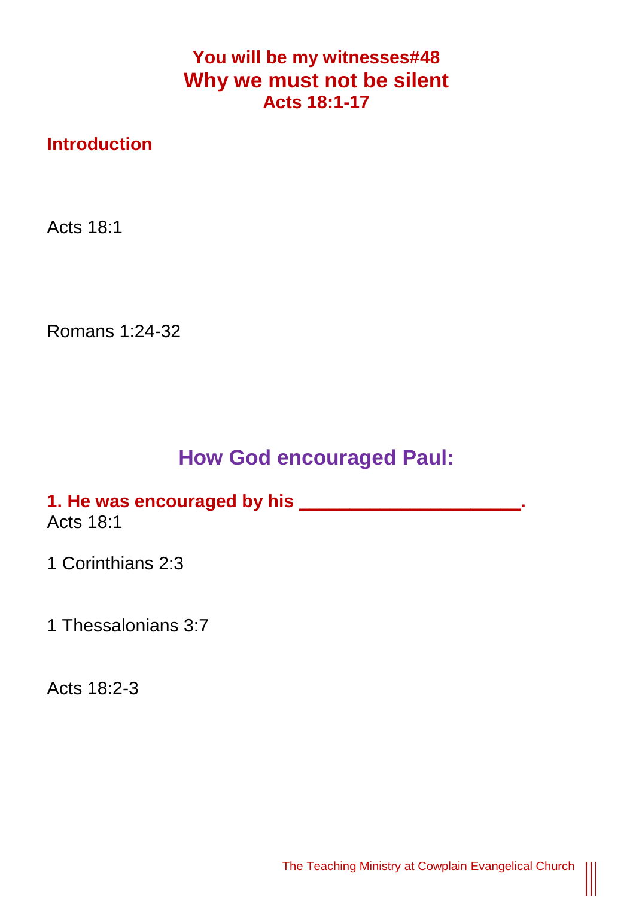**You will be my witnesses#48**

# Why we must not be silent

**Acts 18:1-17**

## Introduction

Acts 18:1

Romans 1:24-32

## How God encouraged Paul:

**1. He was encouraged by his ____________________.**

Acts 18:1

1 Corinthians 2:3

1 Thessalonians 3:7

Acts 18:2-3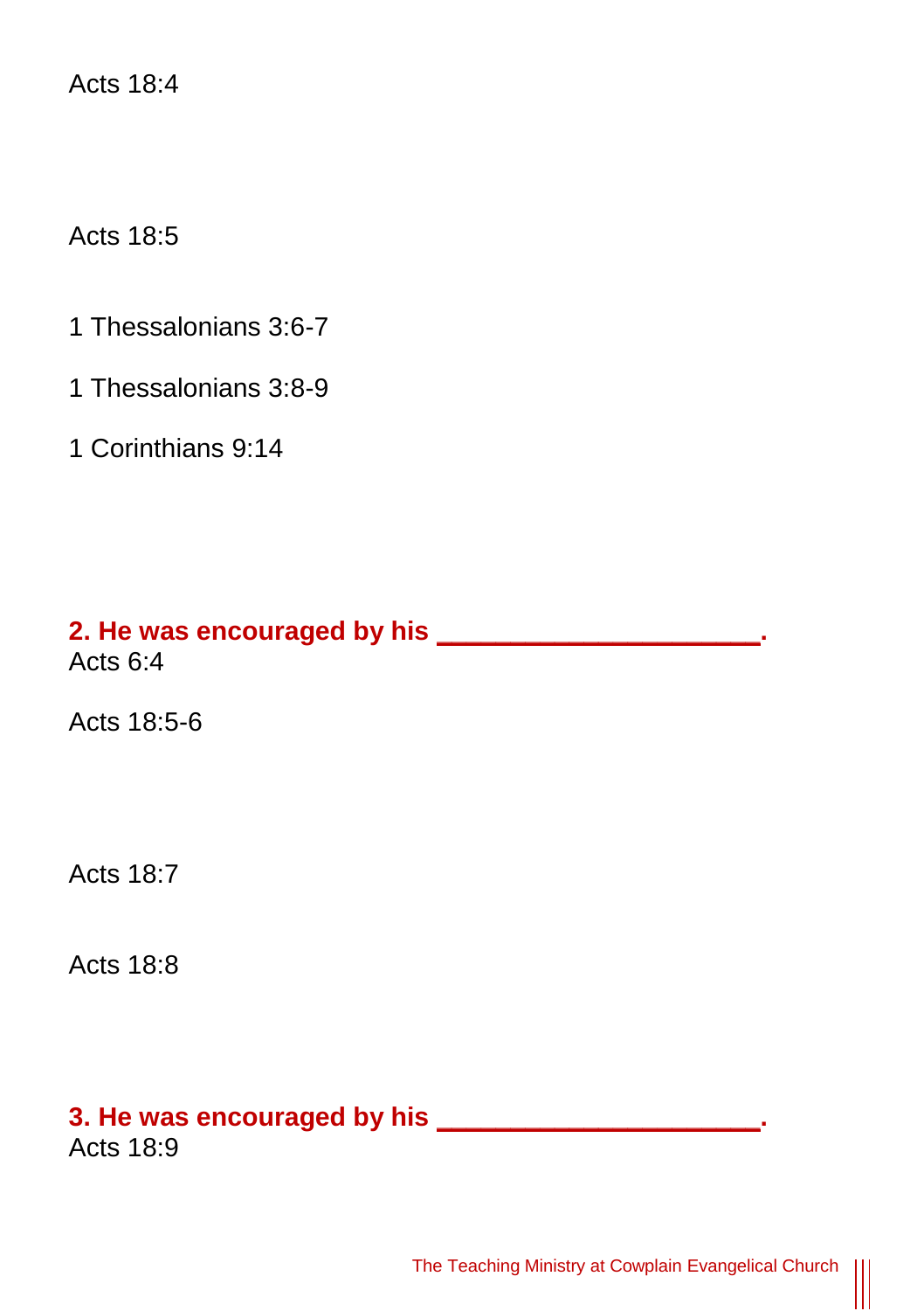Acts 18:4

Acts 18:5

1 Thessalonians 3:6-7

1 Thessalonians 3:8-9

1 Corinthians 9:14

**2. He was encouraged by his ____________________.**

Acts 6:4

Acts 18:5-6

Acts 18:7

Acts 18:8

**3. He was encouraged by his ____________________.**

Acts 18:9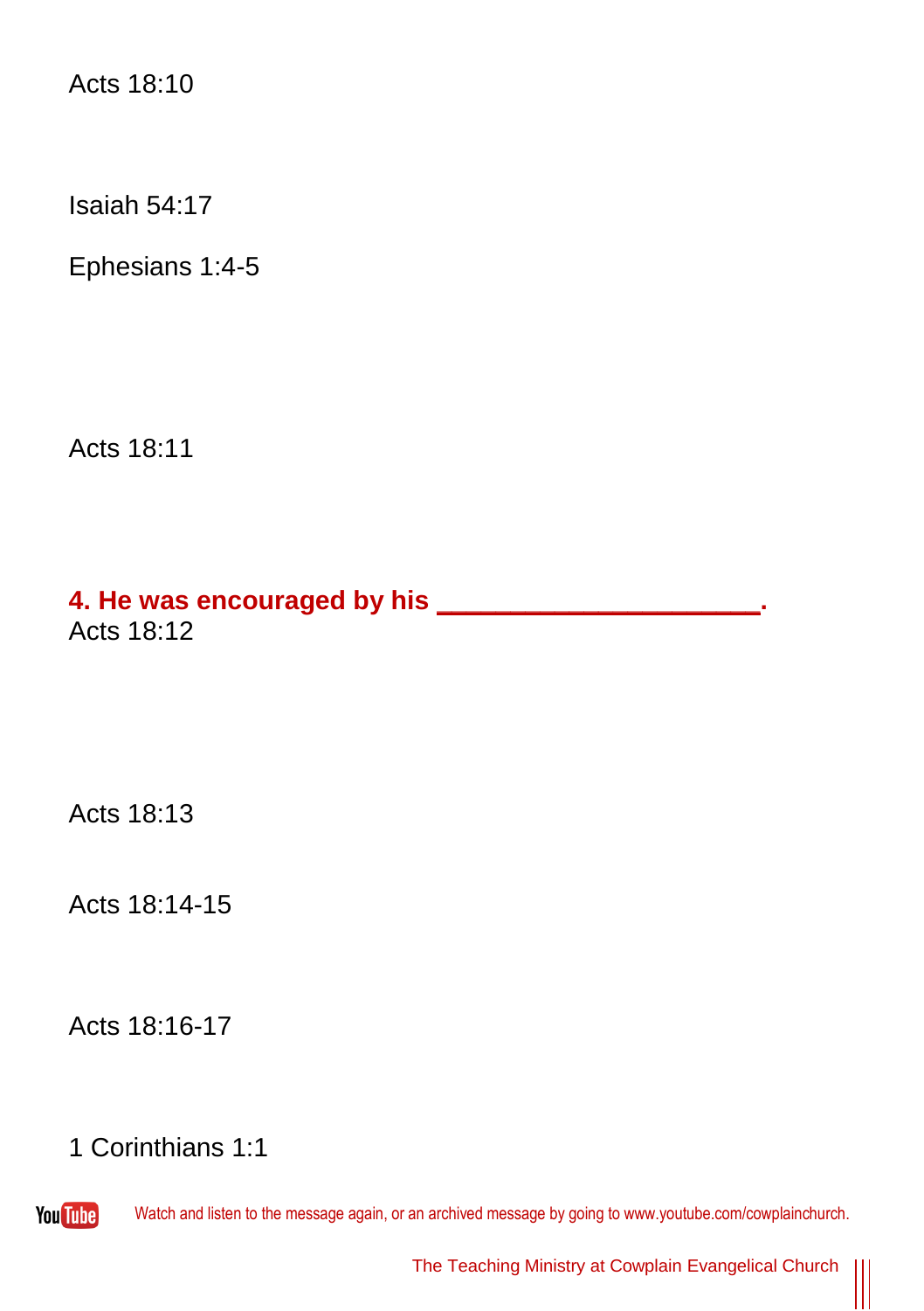Acts 18:10

Isaiah 54:17

Ephesians 1:4-5

Acts 18:11

**4. He was encouraged by his ____________________.**

Acts 18:12

Acts 18:13

Acts 18:14-15

Acts 18:16-17

1 Corinthians 1:1

Watch and listen to the message again, or an archived message by going to www.youtube.com/cowplainchurch.

The Teaching Ministry at Cowplain Evangelical Church